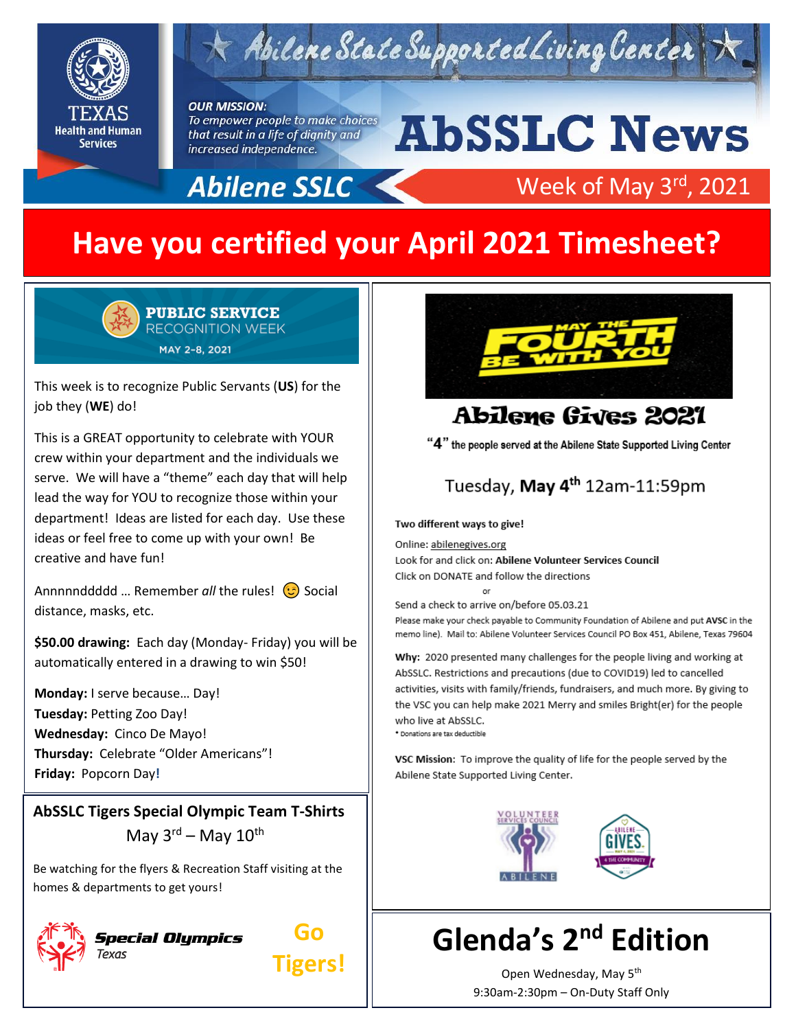# Abilene State Supported Living Center

**TEXAS Health and Human Services**

**OUR MISSION:**
*To empower people to make choices that result in a life of dignity and increased independence.*

# AbSSLC News

**Abilene SSLC** — Week of May 3rd, 2021

## Have you certified your April 2021 Timesheet?

### PUBLIC SERVICE RECOGNITION WEEK
MAY 2-8, 2021

This week is to recognize Public Servants (**US**) for the job they (**WE**) do!

This is a GREAT opportunity to celebrate with YOUR crew within your department and the individuals we serve. We will have a "theme" each day that will help lead the way for YOU to recognize those within your department! Ideas are listed for each day. Use these ideas or feel free to come up with your own! Be creative and have fun!

Annnnndddd … Remember *all* the rules! 😉 Social distance, masks, etc.

**$50.00 drawing:** Each day (Monday- Friday) you will be automatically entered in a drawing to win $50!

**Monday:** I serve because… Day!
**Tuesday:** Petting Zoo Day!
**Wednesday:** Cinco De Mayo!
**Thursday:** Celebrate "Older Americans"!
**Friday:** Popcorn Day**!**

### AbSSLC Tigers Special Olympic Team T-Shirts
May 3rd – May 10th

Be watching for the flyers & Recreation Staff visiting at the homes & departments to get yours!

Special Olympics Texas

**Go Tigers!**

### MAY THE FOURTH BE WITH YOU

## Abilene Gives 2021

"4" the people served at the Abilene State Supported Living Center

Tuesday, **May 4th** 12am-11:59pm

**Two different ways to give!**

Online: abilenegives.org
Look for and click on: **Abilene Volunteer Services Council**
Click on DONATE and follow the directions

or

Send a check to arrive on/before 05.03.21
Please make your check payable to Community Foundation of Abilene and put **AVSC** in the memo line). Mail to: Abilene Volunteer Services Council PO Box 451, Abilene, Texas 79604

**Why:** 2020 presented many challenges for the people living and working at AbSSLC. Restrictions and precautions (due to COVID19) led to cancelled activities, visits with family/friends, fundraisers, and much more. By giving to the VSC you can help make 2021 Merry and smiles Bright(er) for the people who live at AbSSLC.

* Donations are tax deductible

**VSC Mission:** To improve the quality of life for the people served by the Abilene State Supported Living Center.

## Glenda's 2nd Edition

Open Wednesday, May 5th
9:30am-2:30pm – On-Duty Staff Only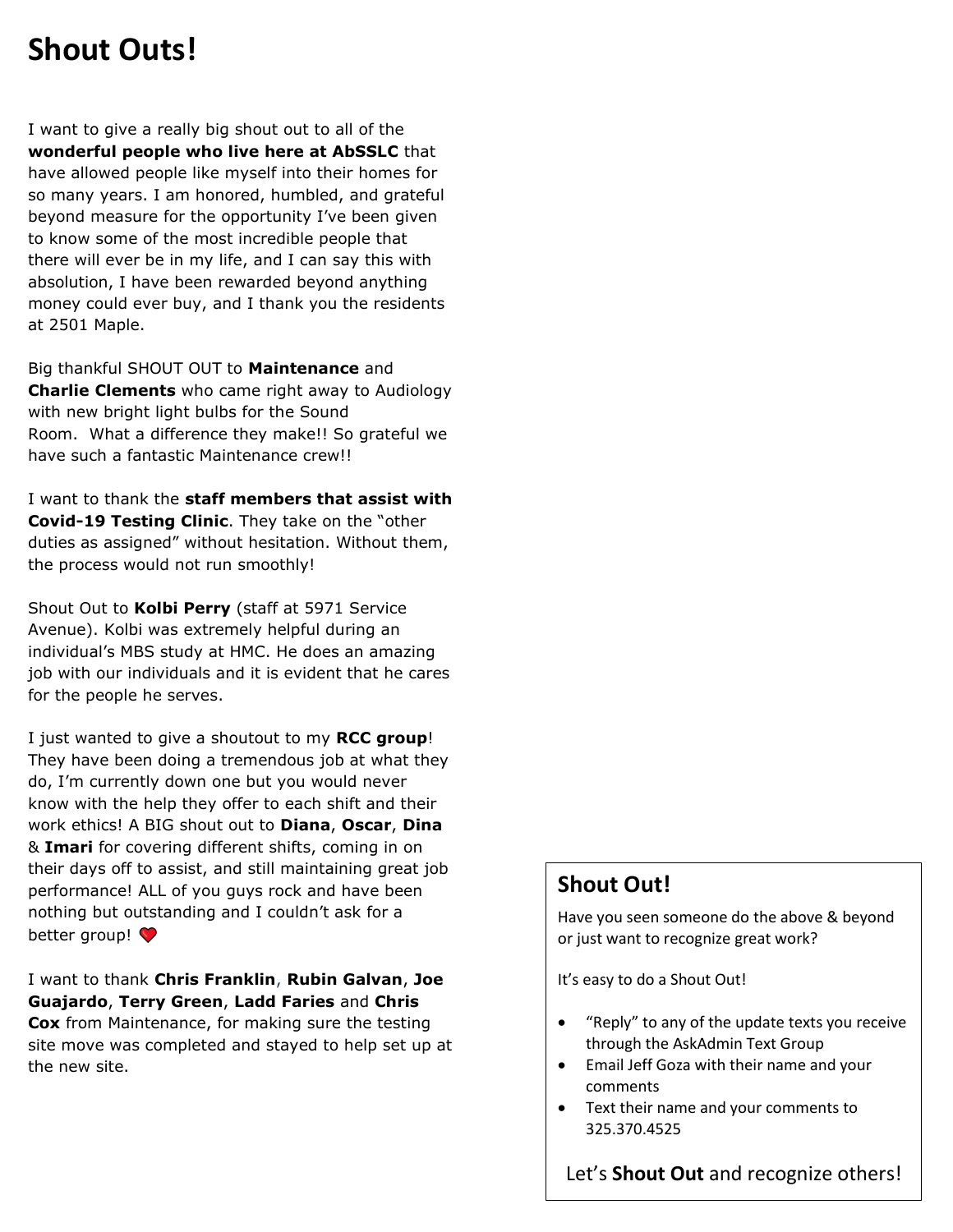# Shout Outs!

I want to give a really big shout out to all of the **wonderful people who live here at AbSSLC** that have allowed people like myself into their homes for so many years. I am honored, humbled, and grateful beyond measure for the opportunity I've been given to know some of the most incredible people that there will ever be in my life, and I can say this with absolution, I have been rewarded beyond anything money could ever buy, and I thank you the residents at 2501 Maple.

Big thankful SHOUT OUT to **Maintenance** and **Charlie Clements** who came right away to Audiology with new bright light bulbs for the Sound Room. What a difference they make!! So grateful we have such a fantastic Maintenance crew!!

I want to thank the **staff members that assist with Covid-19 Testing Clinic**. They take on the "other duties as assigned" without hesitation. Without them, the process would not run smoothly!

Shout Out to **Kolbi Perry** (staff at 5971 Service Avenue). Kolbi was extremely helpful during an individual's MBS study at HMC. He does an amazing job with our individuals and it is evident that he cares for the people he serves.

I just wanted to give a shoutout to my **RCC group**! They have been doing a tremendous job at what they do, I'm currently down one but you would never know with the help they offer to each shift and their work ethics! A BIG shout out to **Diana**, **Oscar**, **Dina** & **Imari** for covering different shifts, coming in on their days off to assist, and still maintaining great job performance! ALL of you guys rock and have been nothing but outstanding and I couldn't ask for a better group! ❤️

I want to thank **Chris Franklin**, **Rubin Galvan**, **Joe Guajardo**, **Terry Green**, **Ladd Faries** and **Chris Cox** from Maintenance, for making sure the testing site move was completed and stayed to help set up at the new site.

## Shout Out!

Have you seen someone do the above & beyond or just want to recognize great work?

It's easy to do a Shout Out!

- "Reply" to any of the update texts you receive through the AskAdmin Text Group
- Email Jeff Goza with their name and your comments
- Text their name and your comments to 325.370.4525

Let's **Shout Out** and recognize others!